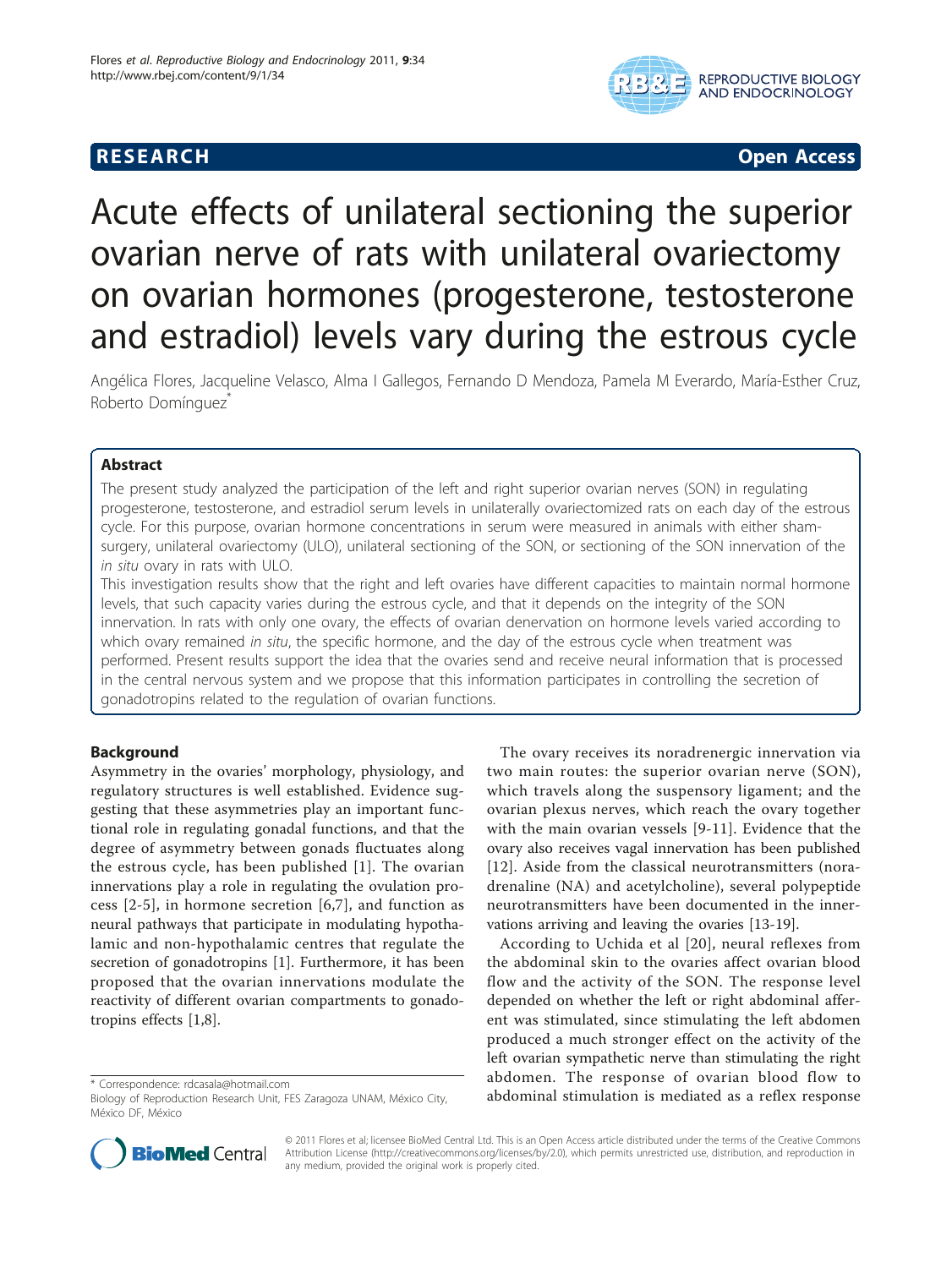**RESEARCH** **Open Access**

# Acute effects of unilateral sectioning the superior ovarian nerve of rats with unilateral ovariectomy on ovarian hormones (progesterone, testosterone and estradiol) levels vary during the estrous cycle

Angélica Flores, Jacqueline Velasco, Alma I Gallegos, Fernando D Mendoza, Pamela M Everardo, María-Esther Cruz, Roberto Domínguez*

## Abstract

The present study analyzed the participation of the left and right superior ovarian nerves (SON) in regulating progesterone, testosterone, and estradiol serum levels in unilaterally ovariectomized rats on each day of the estrous cycle. For this purpose, ovarian hormone concentrations in serum were measured in animals with either sham-surgery, unilateral ovariectomy (ULO), unilateral sectioning of the SON, or sectioning of the SON innervation of the *in situ* ovary in rats with ULO.

This investigation results show that the right and left ovaries have different capacities to maintain normal hormone levels, that such capacity varies during the estrous cycle, and that it depends on the integrity of the SON innervation. In rats with only one ovary, the effects of ovarian denervation on hormone levels varied according to which ovary remained *in situ*, the specific hormone, and the day of the estrous cycle when treatment was performed. Present results support the idea that the ovaries send and receive neural information that is processed in the central nervous system and we propose that this information participates in controlling the secretion of gonadotropins related to the regulation of ovarian functions.

## Background

Asymmetry in the ovaries' morphology, physiology, and regulatory structures is well established. Evidence suggesting that these asymmetries play an important functional role in regulating gonadal functions, and that the degree of asymmetry between gonads fluctuates along the estrous cycle, has been published [1]. The ovarian innervations play a role in regulating the ovulation process [2-5], in hormone secretion [6,7], and function as neural pathways that participate in modulating hypothalamic and non-hypothalamic centres that regulate the secretion of gonadotropins [1]. Furthermore, it has been proposed that the ovarian innervations modulate the reactivity of different ovarian compartments to gonadotropins effects [1,8].

The ovary receives its noradrenergic innervation via two main routes: the superior ovarian nerve (SON), which travels along the suspensory ligament; and the ovarian plexus nerves, which reach the ovary together with the main ovarian vessels [9-11]. Evidence that the ovary also receives vagal innervation has been published [12]. Aside from the classical neurotransmitters (noradrenaline (NA) and acetylcholine), several polypeptide neurotransmitters have been documented in the innervations arriving and leaving the ovaries [13-19].

According to Uchida et al [20], neural reflexes from the abdominal skin to the ovaries affect ovarian blood flow and the activity of the SON. The response level depended on whether the left or right abdominal afferent was stimulated, since stimulating the left abdomen produced a much stronger effect on the activity of the left ovarian sympathetic nerve than stimulating the right abdomen. The response of ovarian blood flow to abdominal stimulation is mediated as a reflex response

* Correspondence: rdcasala@hotmail.com
Biology of Reproduction Research Unit, FES Zaragoza UNAM, México City, México DF, México

© 2011 Flores et al; licensee BioMed Central Ltd. This is an Open Access article distributed under the terms of the Creative Commons Attribution License (http://creativecommons.org/licenses/by/2.0), which permits unrestricted use, distribution, and reproduction in any medium, provided the original work is properly cited.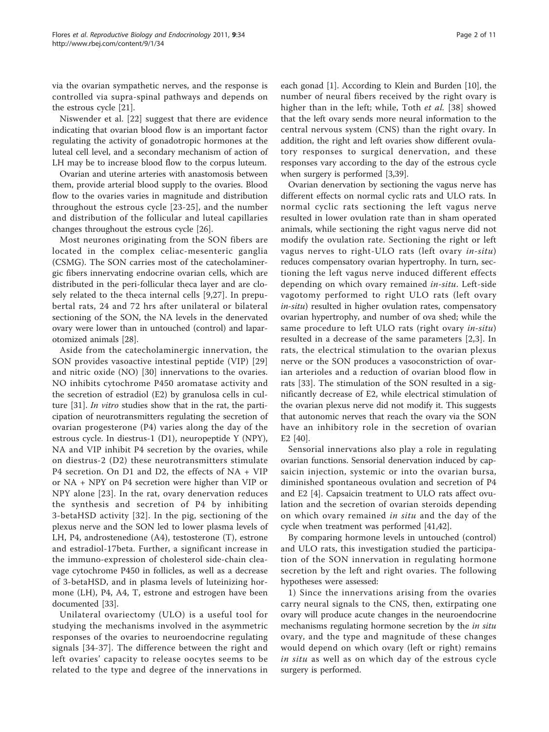via the ovarian sympathetic nerves, and the response is controlled via supra-spinal pathways and depends on the estrous cycle [21].

Niswender et al. [22] suggest that there are evidence indicating that ovarian blood flow is an important factor regulating the activity of gonadotropic hormones at the luteal cell level, and a secondary mechanism of action of LH may be to increase blood flow to the corpus luteum.

Ovarian and uterine arteries with anastomosis between them, provide arterial blood supply to the ovaries. Blood flow to the ovaries varies in magnitude and distribution throughout the estrous cycle [23-25], and the number and distribution of the follicular and luteal capillaries changes throughout the estrous cycle [26].

Most neurones originating from the SON fibers are located in the complex celiac-mesenteric ganglia (CSMG). The SON carries most of the catecholaminergic fibers innervating endocrine ovarian cells, which are distributed in the peri-follicular theca layer and are closely related to the theca internal cells [9,27]. In prepubertal rats, 24 and 72 hrs after unilateral or bilateral sectioning of the SON, the NA levels in the denervated ovary were lower than in untouched (control) and laparotomized animals [28].

Aside from the catecholaminergic innervation, the SON provides vasoactive intestinal peptide (VIP) [29] and nitric oxide (NO) [30] innervations to the ovaries. NO inhibits cytochrome P450 aromatase activity and the secretion of estradiol (E2) by granulosa cells in culture [31]. *In vitro* studies show that in the rat, the participation of neurotransmitters regulating the secretion of ovarian progesterone (P4) varies along the day of the estrous cycle. In diestrus-1 (D1), neuropeptide Y (NPY), NA and VIP inhibit P4 secretion by the ovaries, while on diestrus-2 (D2) these neurotransmitters stimulate P4 secretion. On D1 and D2, the effects of NA + VIP or NA + NPY on P4 secretion were higher than VIP or NPY alone [23]. In the rat, ovary denervation reduces the synthesis and secretion of P4 by inhibiting 3-betaHSD activity [32]. In the pig, sectioning of the plexus nerve and the SON led to lower plasma levels of LH, P4, androstenedione (A4), testosterone (T), estrone and estradiol-17beta. Further, a significant increase in the immuno-expression of cholesterol side-chain cleavage cytochrome P450 in follicles, as well as a decrease of 3-betaHSD, and in plasma levels of luteinizing hormone (LH), P4, A4, T, estrone and estrogen have been documented [33].

Unilateral ovariectomy (ULO) is a useful tool for studying the mechanisms involved in the asymmetric responses of the ovaries to neuroendocrine regulating signals [34-37]. The difference between the right and left ovaries' capacity to release oocytes seems to be related to the type and degree of the innervations in each gonad [1]. According to Klein and Burden [10], the number of neural fibers received by the right ovary is higher than in the left; while, Toth *et al.* [38] showed that the left ovary sends more neural information to the central nervous system (CNS) than the right ovary. In addition, the right and left ovaries show different ovulatory responses to surgical denervation, and these responses vary according to the day of the estrous cycle when surgery is performed [3,39].

Ovarian denervation by sectioning the vagus nerve has different effects on normal cyclic rats and ULO rats. In normal cyclic rats sectioning the left vagus nerve resulted in lower ovulation rate than in sham operated animals, while sectioning the right vagus nerve did not modify the ovulation rate. Sectioning the right or left vagus nerves to right-ULO rats (left ovary *in-situ*) reduces compensatory ovarian hypertrophy. In turn, sectioning the left vagus nerve induced different effects depending on which ovary remained *in-situ*. Left-side vagotomy performed to right ULO rats (left ovary *in-situ*) resulted in higher ovulation rates, compensatory ovarian hypertrophy, and number of ova shed; while the same procedure to left ULO rats (right ovary *in-situ*) resulted in a decrease of the same parameters [2,3]. In rats, the electrical stimulation to the ovarian plexus nerve or the SON produces a vasoconstriction of ovarian arterioles and a reduction of ovarian blood flow in rats [33]. The stimulation of the SON resulted in a significantly decrease of E2, while electrical stimulation of the ovarian plexus nerve did not modify it. This suggests that autonomic nerves that reach the ovary via the SON have an inhibitory role in the secretion of ovarian E2 [40].

Sensorial innervations also play a role in regulating ovarian functions. Sensorial denervation induced by capsaicin injection, systemic or into the ovarian bursa, diminished spontaneous ovulation and secretion of P4 and E2 [4]. Capsaicin treatment to ULO rats affect ovulation and the secretion of ovarian steroids depending on which ovary remained *in situ* and the day of the cycle when treatment was performed [41,42].

By comparing hormone levels in untouched (control) and ULO rats, this investigation studied the participation of the SON innervation in regulating hormone secretion by the left and right ovaries. The following hypotheses were assessed:

1) Since the innervations arising from the ovaries carry neural signals to the CNS, then, extirpating one ovary will produce acute changes in the neuroendocrine mechanisms regulating hormone secretion by the *in situ* ovary, and the type and magnitude of these changes would depend on which ovary (left or right) remains *in situ* as well as on which day of the estrous cycle surgery is performed.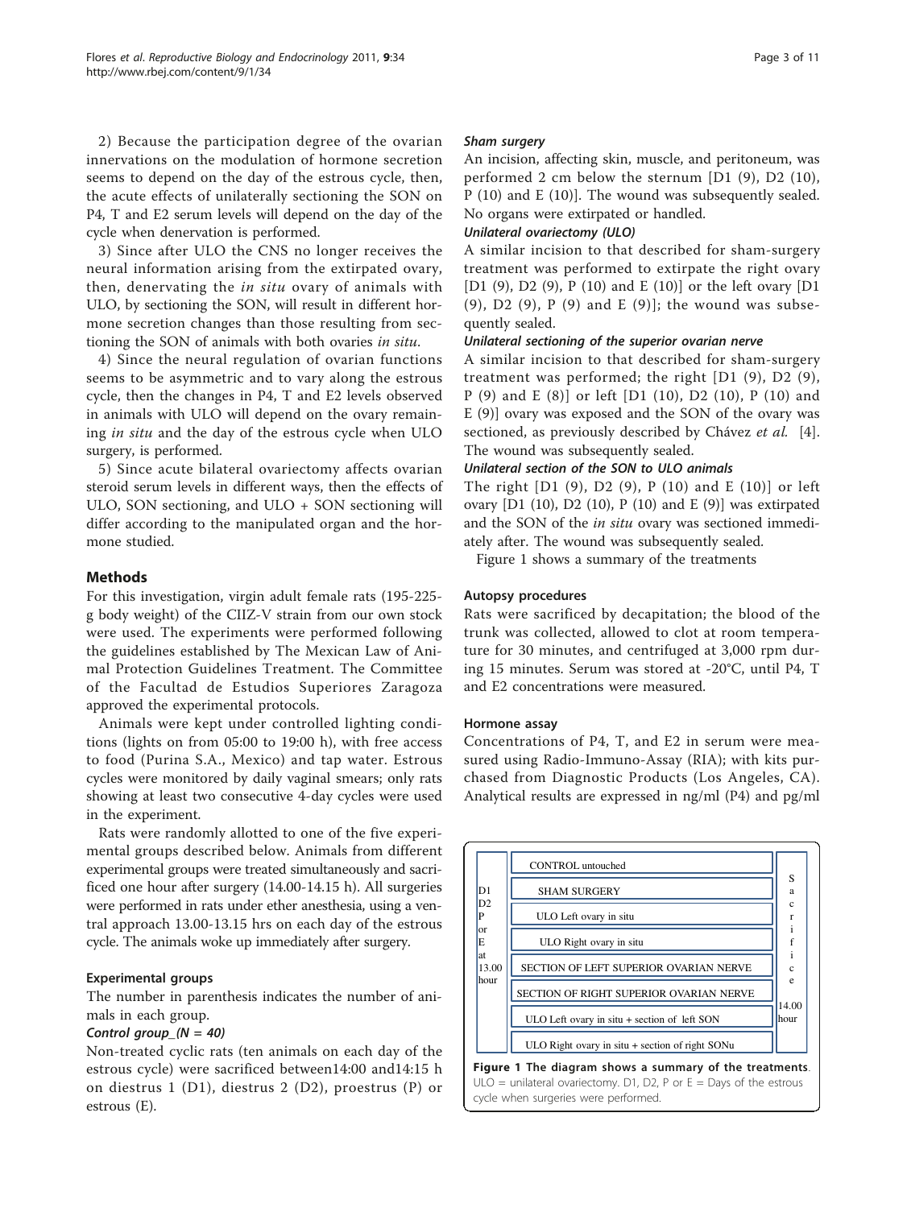2) Because the participation degree of the ovarian innervations on the modulation of hormone secretion seems to depend on the day of the estrous cycle, then, the acute effects of unilaterally sectioning the SON on P4, T and E2 serum levels will depend on the day of the cycle when denervation is performed.

3) Since after ULO the CNS no longer receives the neural information arising from the extirpated ovary, then, denervating the *in situ* ovary of animals with ULO, by sectioning the SON, will result in different hormone secretion changes than those resulting from sectioning the SON of animals with both ovaries *in situ*.

4) Since the neural regulation of ovarian functions seems to be asymmetric and to vary along the estrous cycle, then the changes in P4, T and E2 levels observed in animals with ULO will depend on the ovary remaining *in situ* and the day of the estrous cycle when ULO surgery, is performed.

5) Since acute bilateral ovariectomy affects ovarian steroid serum levels in different ways, then the effects of ULO, SON sectioning, and ULO + SON sectioning will differ according to the manipulated organ and the hormone studied.

## Methods

For this investigation, virgin adult female rats (195-225-g body weight) of the CIIZ-V strain from our own stock were used. The experiments were performed following the guidelines established by The Mexican Law of Animal Protection Guidelines Treatment. The Committee of the Facultad de Estudios Superiores Zaragoza approved the experimental protocols.

Animals were kept under controlled lighting conditions (lights on from 05:00 to 19:00 h), with free access to food (Purina S.A., Mexico) and tap water. Estrous cycles were monitored by daily vaginal smears; only rats showing at least two consecutive 4-day cycles were used in the experiment.

Rats were randomly allotted to one of the five experimental groups described below. Animals from different experimental groups were treated simultaneously and sacrificed one hour after surgery (14.00-14.15 h). All surgeries were performed in rats under ether anesthesia, using a ventral approach 13.00-13.15 hrs on each day of the estrous cycle. The animals woke up immediately after surgery.

### Experimental groups

The number in parenthesis indicates the number of animals in each group.

#### *Control group_(N = 40)*

Non-treated cyclic rats (ten animals on each day of the estrous cycle) were sacrificed between14:00 and14:15 h on diestrus 1 (D1), diestrus 2 (D2), proestrus (P) or estrous (E).

#### *Sham surgery*

An incision, affecting skin, muscle, and peritoneum, was performed 2 cm below the sternum [D1 (9), D2 (10), P (10) and E (10)]. The wound was subsequently sealed. No organs were extirpated or handled.

#### *Unilateral ovariectomy (ULO)*

A similar incision to that described for sham-surgery treatment was performed to extirpate the right ovary [D1 (9), D2 (9), P (10) and E (10)] or the left ovary [D1 (9), D2 (9), P (9) and E (9)]; the wound was subsequently sealed.

#### *Unilateral sectioning of the superior ovarian nerve*

A similar incision to that described for sham-surgery treatment was performed; the right [D1 (9), D2 (9), P (9) and E (8)] or left [D1 (10), D2 (10), P (10) and E (9)] ovary was exposed and the SON of the ovary was sectioned, as previously described by Chávez *et al.* [4]. The wound was subsequently sealed.

#### *Unilateral section of the SON to ULO animals*

The right [D1 (9), D2 (9), P (10) and E (10)] or left ovary [D1 (10), D2 (10), P (10) and E (9)] was extirpated and the SON of the *in situ* ovary was sectioned immediately after. The wound was subsequently sealed.

Figure 1 shows a summary of the treatments

### Autopsy procedures

Rats were sacrificed by decapitation; the blood of the trunk was collected, allowed to clot at room temperature for 30 minutes, and centrifuged at 3,000 rpm during 15 minutes. Serum was stored at -20°C, until P4, T and E2 concentrations were measured.

### Hormone assay

Concentrations of P4, T, and E2 in serum were measured using Radio-Immuno-Assay (RIA); with kits purchased from Diagnostic Products (Los Angeles, CA). Analytical results are expressed in ng/ml (P4) and pg/ml

| D1 D2 P or E at 13.00 hour | Treatment | Sacrifice 14.00 hour |
|---|---|---|
| | CONTROL untouched | |
| | SHAM SURGERY | |
| | ULO Left ovary in situ | |
| | ULO Right ovary in situ | |
| | SECTION OF LEFT SUPERIOR OVARIAN NERVE | |
| | SECTION OF RIGHT SUPERIOR OVARIAN NERVE | |
| | ULO Left ovary in situ + section of left SON | |
| | ULO Right ovary in situ + section of right SONu | |

**Figure 1 The diagram shows a summary of the treatments**. ULO = unilateral ovariectomy. D1, D2, P or E = Days of the estrous cycle when surgeries were performed.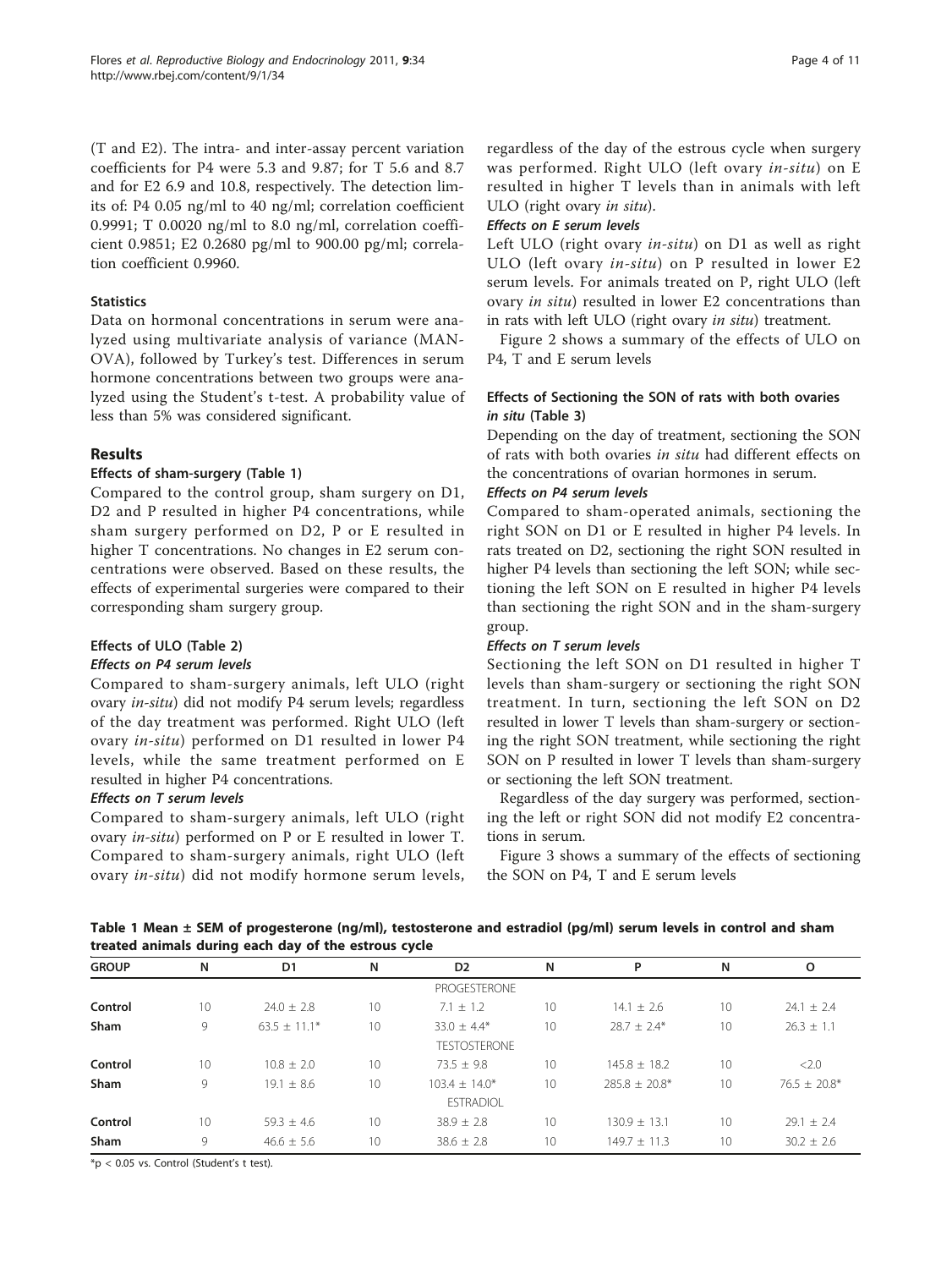(T and E2). The intra- and inter-assay percent variation coefficients for P4 were 5.3 and 9.87; for T 5.6 and 8.7 and for E2 6.9 and 10.8, respectively. The detection limits of: P4 0.05 ng/ml to 40 ng/ml; correlation coefficient 0.9991; T 0.0020 ng/ml to 8.0 ng/ml, correlation coefficient 0.9851; E2 0.2680 pg/ml to 900.00 pg/ml; correlation coefficient 0.9960.

### Statistics

Data on hormonal concentrations in serum were analyzed using multivariate analysis of variance (MANOVA), followed by Turkey's test. Differences in serum hormone concentrations between two groups were analyzed using the Student's t-test. A probability value of less than 5% was considered significant.

## Results

### Effects of sham-surgery (Table 1)

Compared to the control group, sham surgery on D1, D2 and P resulted in higher P4 concentrations, while sham surgery performed on D2, P or E resulted in higher T concentrations. No changes in E2 serum concentrations were observed. Based on these results, the effects of experimental surgeries were compared to their corresponding sham surgery group.

### Effects of ULO (Table 2)

#### *Effects on P4 serum levels*

Compared to sham-surgery animals, left ULO (right ovary *in-situ*) did not modify P4 serum levels; regardless of the day treatment was performed. Right ULO (left ovary *in-situ*) performed on D1 resulted in lower P4 levels, while the same treatment performed on E resulted in higher P4 concentrations.

#### *Effects on T serum levels*

Compared to sham-surgery animals, left ULO (right ovary *in-situ*) performed on P or E resulted in lower T. Compared to sham-surgery animals, right ULO (left ovary *in-situ*) did not modify hormone serum levels, regardless of the day of the estrous cycle when surgery was performed. Right ULO (left ovary *in-situ*) on E resulted in higher T levels than in animals with left ULO (right ovary *in situ*).

#### *Effects on E serum levels*

Left ULO (right ovary *in-situ*) on D1 as well as right ULO (left ovary *in-situ*) on P resulted in lower E2 serum levels. For animals treated on P, right ULO (left ovary *in situ*) resulted in lower E2 concentrations than in rats with left ULO (right ovary *in situ*) treatment.

Figure 2 shows a summary of the effects of ULO on P4, T and E serum levels

### Effects of Sectioning the SON of rats with both ovaries *in situ* (Table 3)

Depending on the day of treatment, sectioning the SON of rats with both ovaries *in situ* had different effects on the concentrations of ovarian hormones in serum.

#### *Effects on P4 serum levels*

Compared to sham-operated animals, sectioning the right SON on D1 or E resulted in higher P4 levels. In rats treated on D2, sectioning the right SON resulted in higher P4 levels than sectioning the left SON; while sectioning the left SON on E resulted in higher P4 levels than sectioning the right SON and in the sham-surgery group.

#### *Effects on T serum levels*

Sectioning the left SON on D1 resulted in higher T levels than sham-surgery or sectioning the right SON treatment. In turn, sectioning the left SON on D2 resulted in lower T levels than sham-surgery or sectioning the right SON treatment, while sectioning the right SON on P resulted in lower T levels than sham-surgery or sectioning the left SON treatment.

Regardless of the day surgery was performed, sectioning the left or right SON did not modify E2 concentrations in serum.

Figure 3 shows a summary of the effects of sectioning the SON on P4, T and E serum levels

**Table 1 Mean ± SEM of progesterone (ng/ml), testosterone and estradiol (pg/ml) serum levels in control and sham treated animals during each day of the estrous cycle**

| GROUP | N | D1 | N | D2 | N | P | N | O |
|---|---|---|---|---|---|---|---|---|
| | | | | PROGESTERONE | | | | |
| **Control** | 10 | 24.0 ± 2.8 | 10 | 7.1 ± 1.2 | 10 | 14.1 ± 2.6 | 10 | 24.1 ± 2.4 |
| **Sham** | 9 | 63.5 ± 11.1* | 10 | 33.0 ± 4.4* | 10 | 28.7 ± 2.4* | 10 | 26.3 ± 1.1 |
| | | | | TESTOSTERONE | | | | |
| **Control** | 10 | 10.8 ± 2.0 | 10 | 73.5 ± 9.8 | 10 | 145.8 ± 18.2 | 10 | <2.0 |
| **Sham** | 9 | 19.1 ± 8.6 | 10 | 103.4 ± 14.0* | 10 | 285.8 ± 20.8* | 10 | 76.5 ± 20.8* |
| | | | | ESTRADIOL | | | | |
| **Control** | 10 | 59.3 ± 4.6 | 10 | 38.9 ± 2.8 | 10 | 130.9 ± 13.1 | 10 | 29.1 ± 2.4 |
| **Sham** | 9 | 46.6 ± 5.6 | 10 | 38.6 ± 2.8 | 10 | 149.7 ± 11.3 | 10 | 30.2 ± 2.6 |

*p < 0.05 vs. Control (Student's t test).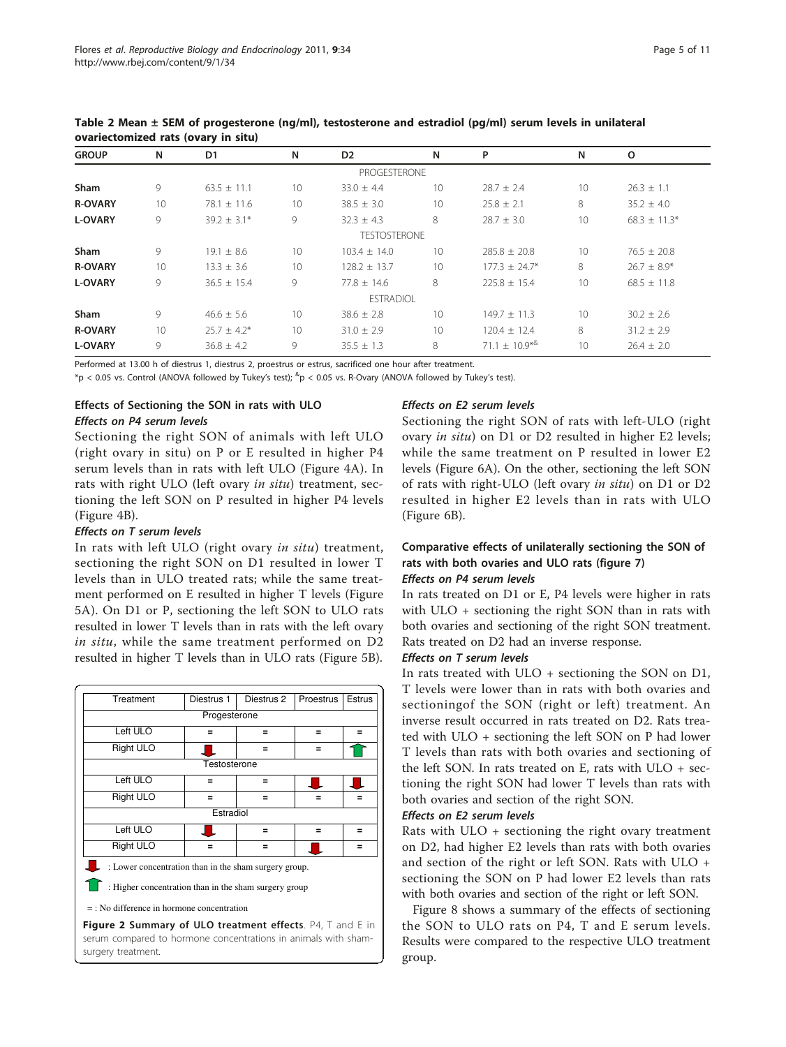**Table 2 Mean ± SEM of progesterone (ng/ml), testosterone and estradiol (pg/ml) serum levels in unilateral ovariectomized rats (ovary in situ)**

| GROUP | N | D1 | N | D2 | N | P | N | O |
|---|---|---|---|---|---|---|---|---|
| | | | | PROGESTERONE | | | | |
| **Sham** | 9 | 63.5 ± 11.1 | 10 | 33.0 ± 4.4 | 10 | 28.7 ± 2.4 | 10 | 26.3 ± 1.1 |
| **R-OVARY** | 10 | 78.1 ± 11.6 | 10 | 38.5 ± 3.0 | 10 | 25.8 ± 2.1 | 8 | 35.2 ± 4.0 |
| **L-OVARY** | 9 | 39.2 ± 3.1* | 9 | 32.3 ± 4.3 | 8 | 28.7 ± 3.0 | 10 | 68.3 ± 11.3* |
| | | | | TESTOSTERONE | | | | |
| **Sham** | 9 | 19.1 ± 8.6 | 10 | 103.4 ± 14.0 | 10 | 285.8 ± 20.8 | 10 | 76.5 ± 20.8 |
| **R-OVARY** | 10 | 13.3 ± 3.6 | 10 | 128.2 ± 13.7 | 10 | 177.3 ± 24.7* | 8 | 26.7 ± 8.9* |
| **L-OVARY** | 9 | 36.5 ± 15.4 | 9 | 77.8 ± 14.6 | 8 | 225.8 ± 15.4 | 10 | 68.5 ± 11.8 |
| | | | | ESTRADIOL | | | | |
| **Sham** | 9 | 46.6 ± 5.6 | 10 | 38.6 ± 2.8 | 10 | 149.7 ± 11.3 | 10 | 30.2 ± 2.6 |
| **R-OVARY** | 10 | 25.7 ± 4.2* | 10 | 31.0 ± 2.9 | 10 | 120.4 ± 12.4 | 8 | 31.2 ± 2.9 |
| **L-OVARY** | 9 | 36.8 ± 4.2 | 9 | 35.5 ± 1.3 | 8 | 71.1 ± 10.9*& | 10 | 26.4 ± 2.0 |

Performed at 13.00 h of diestrus 1, diestrus 2, proestrus or estrus, sacrificed one hour after treatment.

*p < 0.05 vs. Control (ANOVA followed by Tukey's test); &p < 0.05 vs. R-Ovary (ANOVA followed by Tukey's test).

### Effects of Sectioning the SON in rats with ULO

#### *Effects on P4 serum levels*

Sectioning the right SON of animals with left ULO (right ovary in situ) on P or E resulted in higher P4 serum levels than in rats with left ULO (Figure 4A). In rats with right ULO (left ovary *in situ*) treatment, sectioning the left SON on P resulted in higher P4 levels (Figure 4B).

#### *Effects on T serum levels*

In rats with left ULO (right ovary *in situ*) treatment, sectioning the right SON on D1 resulted in lower T levels than in ULO treated rats; while the same treatment performed on E resulted in higher T levels (Figure 5A). On D1 or P, sectioning the left SON to ULO rats resulted in lower T levels than in rats with the left ovary *in situ*, while the same treatment performed on D2 resulted in higher T levels than in ULO rats (Figure 5B).

| Treatment | Diestrus 1 | Diestrus 2 | Proestrus | Estrus |
|---|---|---|---|---|
| Progesterone | | | | |
| Left ULO | = | = | = | = |
| Right ULO | ↓ | = | = | ↑ |
| Testosterone | | | | |
| Left ULO | = | = | ↓ | ↓ |
| Right ULO | = | = | = | = |
| Estradiol | | | | |
| Left ULO | ↓ | = | = | = |
| Right ULO | = | = | ↓ | = |

↓ : Lower concentration than in the sham surgery group.

↑ : Higher concentration than in the sham surgery group

= : No difference in hormone concentration

**Figure 2 Summary of ULO treatment effects**. P4, T and E in serum compared to hormone concentrations in animals with sham-surgery treatment.

#### *Effects on E2 serum levels*

Sectioning the right SON of rats with left-ULO (right ovary *in situ*) on D1 or D2 resulted in higher E2 levels; while the same treatment on P resulted in lower E2 levels (Figure 6A). On the other, sectioning the left SON of rats with right-ULO (left ovary *in situ*) on D1 or D2 resulted in higher E2 levels than in rats with ULO (Figure 6B).

### Comparative effects of unilaterally sectioning the SON of rats with both ovaries and ULO rats (figure 7)

#### *Effects on P4 serum levels*

In rats treated on D1 or E, P4 levels were higher in rats with ULO + sectioning the right SON than in rats with both ovaries and sectioning of the right SON treatment. Rats treated on D2 had an inverse response.

#### *Effects on T serum levels*

In rats treated with ULO + sectioning the SON on D1, T levels were lower than in rats with both ovaries and sectioningof the SON (right or left) treatment. An inverse result occurred in rats treated on D2. Rats treated with ULO + sectioning the left SON on P had lower T levels than rats with both ovaries and sectioning of the left SON. In rats treated on E, rats with ULO + sectioning the right SON had lower T levels than rats with both ovaries and section of the right SON.

#### *Effects on E2 serum levels*

Rats with ULO + sectioning the right ovary treatment on D2, had higher E2 levels than rats with both ovaries and section of the right or left SON. Rats with ULO + sectioning the SON on P had lower E2 levels than rats with both ovaries and section of the right or left SON.

Figure 8 shows a summary of the effects of sectioning the SON to ULO rats on P4, T and E serum levels. Results were compared to the respective ULO treatment group.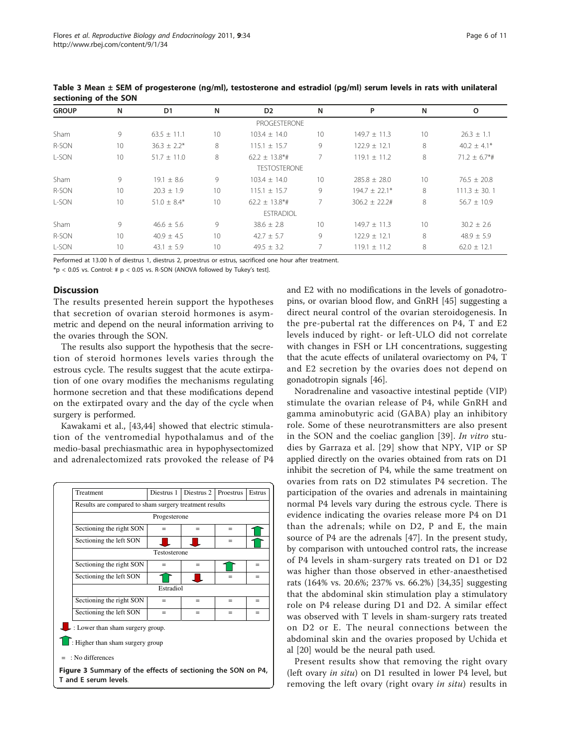**Table 3 Mean ± SEM of progesterone (ng/ml), testosterone and estradiol (pg/ml) serum levels in rats with unilateral sectioning of the SON**

| GROUP | N | D1 | N | D2 | N | P | N | O |
|---|---|---|---|---|---|---|---|---|
| | | | | PROGESTERONE | | | | |
| Sham | 9 | 63.5 ± 11.1 | 10 | 103.4 ± 14.0 | 10 | 149.7 ± 11.3 | 10 | 26.3 ± 1.1 |
| R-SON | 10 | 36.3 ± 2.2* | 8 | 115.1 ± 15.7 | 9 | 122.9 ± 12.1 | 8 | 40.2 ± 4.1* |
| L-SON | 10 | 51.7 ± 11.0 | 8 | 62.2 ± 13.8*# | 7 | 119.1 ± 11.2 | 8 | 71.2 ± 6.7*# |
| | | | | TESTOSTERONE | | | | |
| Sham | 9 | 19.1 ± 8.6 | 9 | 103.4 ± 14.0 | 10 | 285.8 ± 28.0 | 10 | 76.5 ± 20.8 |
| R-SON | 10 | 20.3 ± 1.9 | 10 | 115.1 ± 15.7 | 9 | 194.7 ± 22.1* | 8 | 111.3 ± 30. 1 |
| L-SON | 10 | 51.0 ± 8.4* | 10 | 62.2 ± 13.8*# | 7 | 306.2 ± 22.2# | 8 | 56.7 ± 10.9 |
| | | | | ESTRADIOL | | | | |
| Sham | 9 | 46.6 ± 5.6 | 9 | 38.6 ± 2.8 | 10 | 149.7 ± 11.3 | 10 | 30.2 ± 2.6 |
| R-SON | 10 | 40.9 ± 4.5 | 10 | 42.7 ± 5.7 | 9 | 122.9 ± 12.1 | 8 | 48.9 ± 5.9 |
| L-SON | 10 | 43.1 ± 5.9 | 10 | 49.5 ± 3.2 | 7 | 119.1 ± 11.2 | 8 | 62.0 ± 12.1 |

Performed at 13.00 h of diestrus 1, diestrus 2, proestrus or estrus, sacrificed one hour after treatment.

*p < 0.05 vs. Control: # p < 0.05 vs. R-SON (ANOVA followed by Tukey's test].

## Discussion

The results presented herein support the hypotheses that secretion of ovarian steroid hormones is asymmetric and depend on the neural information arriving to the ovaries through the SON.

The results also support the hypothesis that the secretion of steroid hormones levels varies through the estrous cycle. The results suggest that the acute extirpation of one ovary modifies the mechanisms regulating hormone secretion and that these modifications depend on the extirpated ovary and the day of the cycle when surgery is performed.

Kawakami et al., [43,44] showed that electric stimulation of the ventromedial hypothalamus and of the medio-basal prechiasmathic area in hypophysectomized and adrenalectomized rats provoked the release of P4 and E2 with no modifications in the levels of gonadotropins, or ovarian blood flow, and GnRH [45] suggesting a direct neural control of the ovarian steroidogenesis. In the pre-pubertal rat the differences on P4, T and E2 levels induced by right- or left-ULO did not correlate with changes in FSH or LH concentrations, suggesting that the acute effects of unilateral ovariectomy on P4, T and E2 secretion by the ovaries does not depend on gonadotropin signals [46].

Noradrenaline and vasoactive intestinal peptide (VIP) stimulate the ovarian release of P4, while GnRH and gamma aminobutyric acid (GABA) play an inhibitory role. Some of these neurotransmitters are also present in the SON and the coeliac ganglion [39]. *In vitro* studies by Garraza et al. [29] show that NPY, VIP or SP applied directly on the ovaries obtained from rats on D1 inhibit the secretion of P4, while the same treatment on ovaries from rats on D2 stimulates P4 secretion. The participation of the ovaries and adrenals in maintaining normal P4 levels vary during the estrous cycle. There is evidence indicating the ovaries release more P4 on D1 than the adrenals; while on D2, P and E, the main source of P4 are the adrenals [47]. In the present study, by comparison with untouched control rats, the increase of P4 levels in sham-surgery rats treated on D1 or D2 was higher than those observed in ether-anaesthetised rats (164% vs. 20.6%; 237% vs. 66.2%) [34,35] suggesting that the abdominal skin stimulation play a stimulatory role on P4 release during D1 and D2. A similar effect was observed with T levels in sham-surgery rats treated on D2 or E. The neural connections between the abdominal skin and the ovaries proposed by Uchida et al [20] would be the neural path used.

| Treatment | Diestrus 1 | Diestrus 2 | Proestrus | Estrus |
|---|---|---|---|---|
| Results are compared to sham surgery treatment results | | | | |
| Progesterone | | | | |
| Sectioning the right SON | = | = | = | ↑ |
| Sectioning the left SON | ↓ | ↓ | = | ↑ |
| Testosterone | | | | |
| Sectioning the right SON | = | = | ↑ | = |
| Sectioning the left SON | ↑ | ↓ | = | = |
| Estradiol | | | | |
| Sectioning the right SON | = | = | = | = |
| Sectioning the left SON | = | = | = | = |

↓ : Lower than sham surgery group.

↑ : Higher than sham surgery group

= : No differences

**Figure 3 Summary of the effects of sectioning the SON on P4, T and E serum levels.**

Present results show that removing the right ovary (left ovary *in situ*) on D1 resulted in lower P4 level, but removing the left ovary (right ovary *in situ*) results in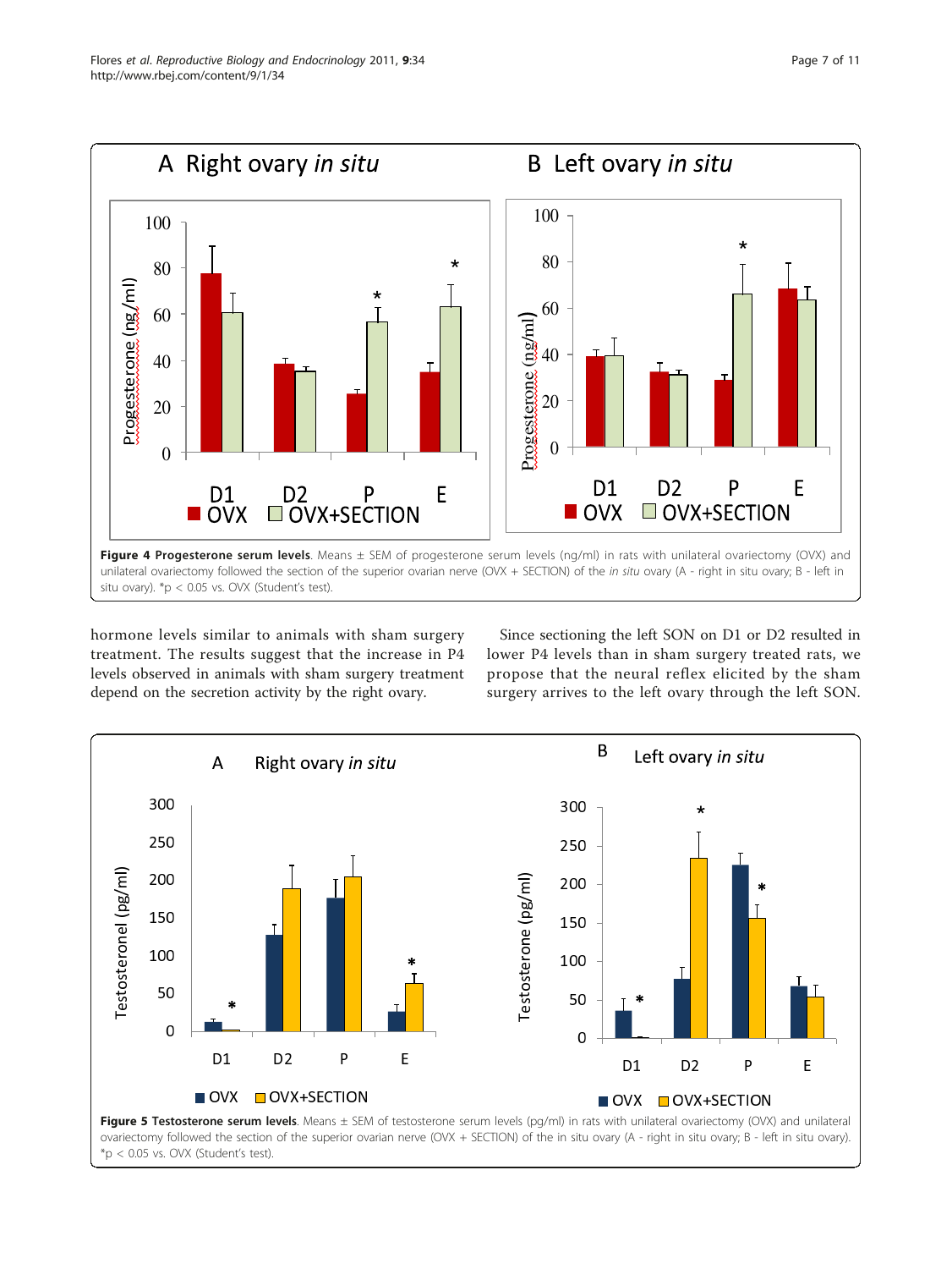**Figure 4 Progesterone serum levels**. Means ± SEM of progesterone serum levels (ng/ml) in rats with unilateral ovariectomy (OVX) and unilateral ovariectomy followed the section of the superior ovarian nerve (OVX + SECTION) of the *in situ* ovary (A - right in situ ovary; B - left in situ ovary). *p < 0.05 vs. OVX (Student's test).

hormone levels similar to animals with sham surgery treatment. The results suggest that the increase in P4 levels observed in animals with sham surgery treatment depend on the secretion activity by the right ovary.

Since sectioning the left SON on D1 or D2 resulted in lower P4 levels than in sham surgery treated rats, we propose that the neural reflex elicited by the sham surgery arrives to the left ovary through the left SON.

**Figure 5 Testosterone serum levels**. Means ± SEM of testosterone serum levels (pg/ml) in rats with unilateral ovariectomy (OVX) and unilateral ovariectomy followed the section of the superior ovarian nerve (OVX + SECTION) of the in situ ovary (A - right in situ ovary; B - left in situ ovary). *p < 0.05 vs. OVX (Student's test).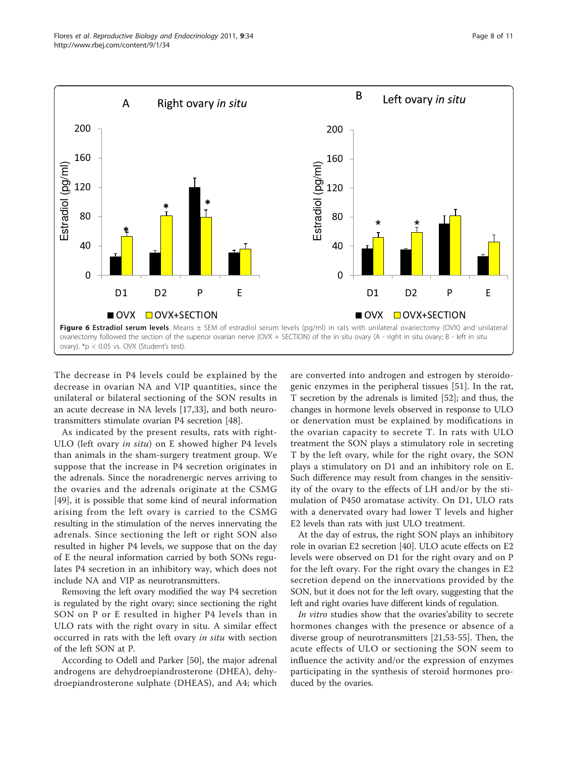**Figure 6 Estradiol serum levels**. Means ± SEM of estradiol serum levels (pg/ml) in rats with unilateral ovariectomy (OVX) and unilateral ovariectomy followed the section of the superior ovarian nerve (OVX + SECTION) of the in situ ovary (A - right in situ ovary; B - left in situ ovary). *p < 0.05 vs. OVX (Student's test).

The decrease in P4 levels could be explained by the decrease in ovarian NA and VIP quantities, since the unilateral or bilateral sectioning of the SON results in an acute decrease in NA levels [17,33], and both neurotransmitters stimulate ovarian P4 secretion [48].

As indicated by the present results, rats with right-ULO (left ovary *in situ*) on E showed higher P4 levels than animals in the sham-surgery treatment group. We suppose that the increase in P4 secretion originates in the adrenals. Since the noradrenergic nerves arriving to the ovaries and the adrenals originate at the CSMG [49], it is possible that some kind of neural information arising from the left ovary is carried to the CSMG resulting in the stimulation of the nerves innervating the adrenals. Since sectioning the left or right SON also resulted in higher P4 levels, we suppose that on the day of E the neural information carried by both SONs regulates P4 secretion in an inhibitory way, which does not include NA and VIP as neurotransmitters.

Removing the left ovary modified the way P4 secretion is regulated by the right ovary; since sectioning the right SON on P or E resulted in higher P4 levels than in ULO rats with the right ovary in situ. A similar effect occurred in rats with the left ovary *in situ* with section of the left SON at P.

According to Odell and Parker [50], the major adrenal androgens are dehydroepiandrosterone (DHEA), dehydroepiandrosterone sulphate (DHEAS), and A4; which are converted into androgen and estrogen by steroidogenic enzymes in the peripheral tissues [51]. In the rat, T secretion by the adrenals is limited [52]; and thus, the changes in hormone levels observed in response to ULO or denervation must be explained by modifications in the ovarian capacity to secrete T. In rats with ULO treatment the SON plays a stimulatory role in secreting T by the left ovary, while for the right ovary, the SON plays a stimulatory on D1 and an inhibitory role on E. Such difference may result from changes in the sensitivity of the ovary to the effects of LH and/or by the stimulation of P450 aromatase activity. On D1, ULO rats with a denervated ovary had lower T levels and higher E2 levels than rats with just ULO treatment.

At the day of estrus, the right SON plays an inhibitory role in ovarian E2 secretion [40]. ULO acute effects on E2 levels were observed on D1 for the right ovary and on P for the left ovary. For the right ovary the changes in E2 secretion depend on the innervations provided by the SON, but it does not for the left ovary, suggesting that the left and right ovaries have different kinds of regulation.

*In vitro* studies show that the ovaries'ability to secrete hormones changes with the presence or absence of a diverse group of neurotransmitters [21,53-55]. Then, the acute effects of ULO or sectioning the SON seem to influence the activity and/or the expression of enzymes participating in the synthesis of steroid hormones produced by the ovaries.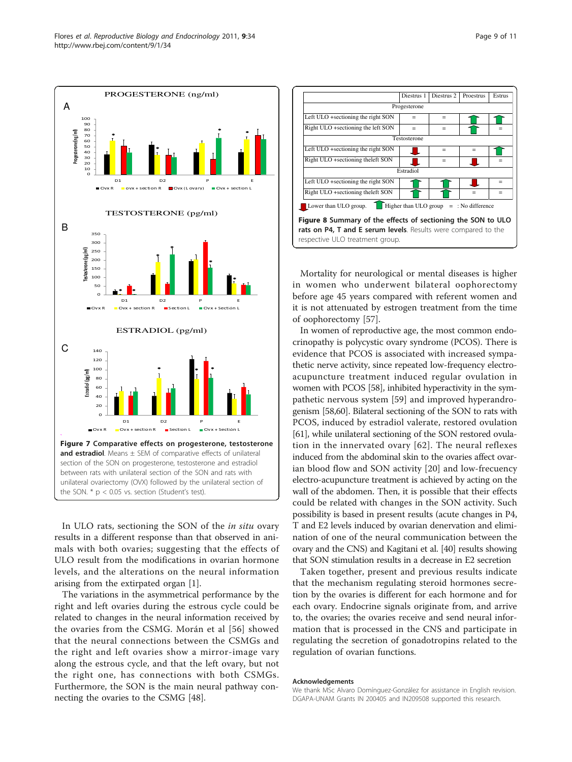Figure 7 **Comparative effects on progesterone, testosterone and estradiol**. Means ± SEM of comparative effects of unilateral section of the SON on progesterone, testosterone and estradiol between rats with unilateral section of the SON and rats with unilateral ovariectomy (OVX) followed by the unilateral section of the SON. * $p < 0.05$ vs. section (Student's test).

| | Diestrus 1 | Diestrus 2 | Proestrus | Estrus |
|---|---|---|---|---|
| Progesterone | | | | |
| Left ULO +sectioning the right SON | = | = | ↑ | ↑ |
| Right ULO +sectioning the left SON | = | = | ↑ | = |
| Testosterone | | | | |
| Left ULO +sectioning the right SON | ↓ | = | = | ↑ |
| Right ULO +sectioning theleft SON | ↓ | = | ↓ | = |
| Estradiol | | | | |
| Left ULO +sectioning the right SON | ↑ | ↑ | ↓ | = |
| Right ULO +sectioning theleft SON | ↑ | ↑ | = | = |

↓ Lower than ULO group. ↑ Higher than ULO group = : No difference

**Figure 8 Summary of the effects of sectioning the SON to ULO rats on P4, T and E serum levels**. Results were compared to the respective ULO treatment group.

In ULO rats, sectioning the SON of the *in situ* ovary results in a different response than that observed in animals with both ovaries; suggesting that the effects of ULO result from the modifications in ovarian hormone levels, and the alterations on the neural information arising from the extirpated organ [1].

The variations in the asymmetrical performance by the right and left ovaries during the estrous cycle could be related to changes in the neural information received by the ovaries from the CSMG. Morán et al [56] showed that the neural connections between the CSMGs and the right and left ovaries show a mirror-image vary along the estrous cycle, and that the left ovary, but not the right one, has connections with both CSMGs. Furthermore, the SON is the main neural pathway connecting the ovaries to the CSMG [48].

Mortality for neurological or mental diseases is higher in women who underwent bilateral oophorectomy before age 45 years compared with referent women and it is not attenuated by estrogen treatment from the time of oophorectomy [57].

In women of reproductive age, the most common endocrinopathy is polycystic ovary syndrome (PCOS). There is evidence that PCOS is associated with increased sympathetic nerve activity, since repeated low-frequency electro-acupuncture treatment induced regular ovulation in women with PCOS [58], inhibited hyperactivity in the sympathetic nervous system [59] and improved hyperandrogenism [58,60]. Bilateral sectioning of the SON to rats with PCOS, induced by estradiol valerate, restored ovulation [61], while unilateral sectioning of the SON restored ovulation in the innervated ovary [62]. The neural reflexes induced from the abdominal skin to the ovaries affect ovarian blood flow and SON activity [20] and low-frecuency electro-acupuncture treatment is achieved by acting on the wall of the abdomen. Then, it is possible that their effects could be related with changes in the SON activity. Such possibility is based in present results (acute changes in P4, T and E2 levels induced by ovarian denervation and elimination of one of the neural communication between the ovary and the CNS) and Kagitani et al. [40] results showing that SON stimulation results in a decrease in E2 secretion

Taken together, present and previous results indicate that the mechanism regulating steroid hormones secretion by the ovaries is different for each hormone and for each ovary. Endocrine signals originate from, and arrive to, the ovaries; the ovaries receive and send neural information that is processed in the CNS and participate in regulating the secretion of gonadotropins related to the regulation of ovarian functions.

## Acknowledgements

We thank MSc Alvaro Domínguez-González for assistance in English revision. DGAPA-UNAM Grants IN 200405 and IN209508 supported this research.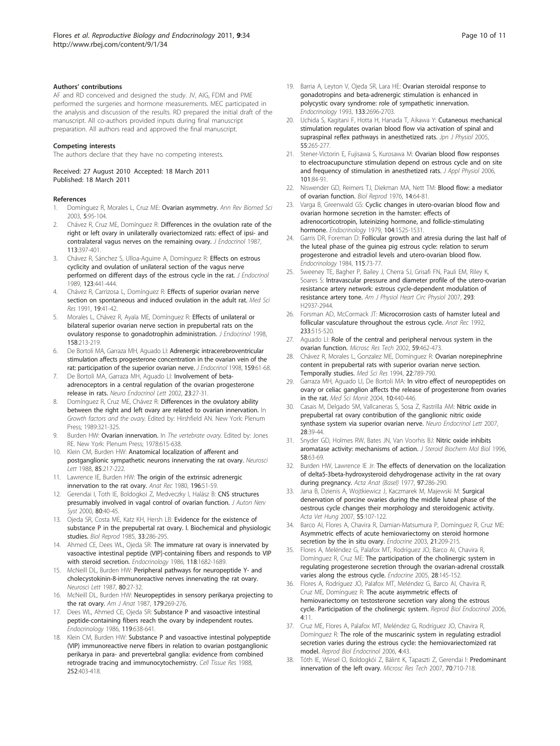### Authors' contributions

AF and RD conceived and designed the study. JV, AIG, FDM and PME performed the surgeries and hormone measurements. MEC participated in the analysis and discussion of the results. RD prepared the initial draft of the manuscript. All co-authors provided inputs during final manuscript preparation. All authors read and approved the final manuscript.

### Competing interests

The authors declare that they have no competing interests.

Received: 27 August 2010 Accepted: 18 March 2011
Published: 18 March 2011

### References

1. Domínguez R, Morales L, Cruz ME: **Ovarian asymmetry.** *Ann Rev Biomed Sci* 2003, **5**:95-104.
2. Chávez R, Cruz ME, Domínguez R: **Differences in the ovulation rate of the right or left ovary in unilaterally ovariectomized rats: effect of ipsi- and contralateral vagus nerves on the remaining ovary.** *J Endocrinol* 1987, **113**:397-401.
3. Chávez R, Sánchez S, Ulloa-Aguirre A, Domínguez R: **Effects on estrous cyclicity and ovulation of unilateral section of the vagus nerve performed on different days of the estrous cycle in the rat.** *J Endocrinol* 1989, **123**:441-444.
4. Chávez R, Carrizosa L, Domínguez R: **Effects of superior ovarian nerve section on spontaneous and induced ovulation in the adult rat.** *Med Sci Res* 1991, **19**:41-42.
5. Morales L, Chávez R, Ayala ME, Domínguez R: **Effects of unilateral or bilateral superior ovarian nerve section in prepubertal rats on the ovulatory response to gonadotrophin administration.** *J Endocrinol* 1998, **158**:213-219.
6. De Bortoli MA, Garraza MH, Aguado LI: **Adrenergic intracerebroventricular stimulation affects progesterone concentration in the ovarian vein of the rat: participation of the superior ovarian nerve.** *J Endocrinol* 1998, **159**:61-68.
7. De Bortoli MA, Garraza MH, Aguado LI: **Involvement of beta-adrenoceptors in a central regulation of the ovarian progesterone release in rats.** *Neuro Endocrinol Lett* 2002, **23**:27-31.
8. Domínguez R, Cruz ME, Chávez R: **Differences in the ovulatory ability between the right and left ovary are related to ovarian innervation.** In *Growth factors and the ovary.* Edited by: Hirshfield AN. New York: Plenum Press; 1989:321-325.
9. Burden HW: **Ovarian innervation.** In *The vertebrate ovary.* Edited by: Jones RE. New York: Plenum Press; 1978:615-638.
10. Klein CM, Burden HW: **Anatomical localization of afferent and postganglionic sympathetic neurons innervating the rat ovary.** *Neurosci Lett* 1988, **85**:217-222.
11. Lawrence IE, Burden HW: **The origin of the extrinsic adrenergic innervation to the rat ovary.** *Anat Rec* 1980, **196**:51-59.
12. Gerendai I, Toth IE, Boldogkoi Z, Medveczky I, Halász B: **CNS structures presumably involved in vagal control of ovarian function.** *J Auton Nerv Syst* 2000, **80**:40-45.
13. Ojeda SR, Costa ME, Katz KH, Hersh LB: **Evidence for the existence of substance P in the prepubertal rat ovary. I. Biochemical and physiologic studies.** *Biol Reprod* 1985, **33**:286-295.
14. Ahmed CE, Dees WL, Ojeda SR: **The immature rat ovary is innervated by vasoactive intestinal peptide (VIP)-containing fibers and responds to VIP with steroid secretion.** *Endocrinology* 1986, **118**:1682-1689.
15. McNeill DL, Burden HW: **Peripheral pathways for neuropeptide Y- and cholecystokinin-8-immunoreactive nerves innervating the rat ovary.** *Neurosci Lett* 1987, **80**:27-32.
16. McNeill DL, Burden HW: **Neuropeptides in sensory perikarya projecting to the rat ovary.** *Am J Anat* 1987, **179**:269-276.
17. Dees WL, Ahmed CE, Ojeda SR: **Substance P and vasoactive intestinal peptide-containing fibers reach the ovary by independent routes.** *Endocrinology* 1986, **119**:638-641.
18. Klein CM, Burden HW: **Substance P and vasoactive intestinal polypeptide (VIP) immunoreactive nerve fibers in relation to ovarian postganglionic perikarya in para- and prevertebral ganglia: evidence from combined retrograde tracing and immunocytochemistry.** *Cell Tissue Res* 1988, **252**:403-418.
19. Barria A, Leyton V, Ojeda SR, Lara HE: **Ovarian steroidal response to gonadotropins and beta-adrenergic stimulation is enhanced in polycystic ovary syndrome: role of sympathetic innervation.** *Endocrinology* 1993, **133**:2696-2703.
20. Uchida S, Kagitani F, Hotta H, Hanada T, Aikawa Y: **Cutaneous mechanical stimulation regulates ovarian blood flow via activation of spinal and supraspinal reflex pathways in anesthetized rats.** *Jpn J Physiol* 2005, **55**:265-277.
21. Stener-Victorin E, Fujisawa S, Kurosawa M: **Ovarian blood flow responses to electroacupuncture stimulation depend on estrous cycle and on site and frequency of stimulation in anesthetized rats.** *J Appl Physiol* 2006, **101**:84-91.
22. Niswender GD, Reimers TJ, Diekman MA, Nett TM: **Blood flow: a mediator of ovarian function.** *Biol Reprod* 1976, **14**:64-81.
23. Varga B, Greenwald GS: **Cyclic changes in utero-ovarian blood flow and ovarian hormone secretion in the hamster: effects of adrenocorticotropin, luteinizing hormone, and follicle-stimulating hormone.** *Endocrinology* 1979, **104**:1525-1531.
24. Garris DR, Foreman D: **Follicular growth and atresia during the last half of the luteal phase of the guinea pig estrous cycle: relation to serum progesterone and estradiol levels and utero-ovarian blood flow.** *Endocrinology* 1984, **115**:73-77.
25. Sweeney TE, Bagher P, Bailey J, Cherra SJ, Grisafi FN, Pauli EM, Riley K, Soares S: **Intravascular pressure and diameter profile of the utero-ovarian resistance artery network: estrous cycle-dependent modulation of resistance artery tone.** *Am J Physiol Heart Circ Physiol* 2007, **293**: H2937-2944.
26. Forsman AD, McCormack JT: **Microcorrosion casts of hamster luteal and follicular vasculature throughout the estrous cycle.** *Anat Rec* 1992, **233**:515-520.
27. Aguado LI: **Role of the central and peripheral nervous system in the ovarian function.** *Microsc Res Tech* 2002, **59**:462-473.
28. Chávez R, Morales L, Gonzalez ME, Domínguez R: **Ovarian norepinephrine content in prepubertal rats with superior ovarian nerve section. Temporally studies.** *Med Sci Res* 1994, **22**:789-790.
29. Garraza MH, Aguado LI, De Bortoli MA: **In vitro effect of neuropeptides on ovary or celiac ganglion affects the release of progesterone from ovaries in the rat.** *Med Sci Monit* 2004, **10**:440-446.
30. Casais M, Delgado SM, Vallcaneras S, Sosa Z, Rastrilla AM: **Nitric oxide in prepubertal rat ovary contribution of the ganglionic nitric oxide synthase system via superior ovarian nerve.** *Neuro Endocrinol Lett* 2007, **28**:39-44.
31. Snyder GD, Holmes RW, Bates JN, Van Voorhis BJ: **Nitric oxide inhibits aromatase activity: mechanisms of action.** *J Steroid Biochem Mol Biol* 1996, **58**:63-69.
32. Burden HW, Lawrence IE Jr: **The effects of denervation on the localization of delta5-3beta-hydroxysteroid dehydrogenase activity in the rat ovary during pregnancy.** *Acta Anat (Basel)* 1977, **97**:286-290.
33. Jana B, Dzienis A, Wojtkiewicz J, Kaczmarek M, Majewski M: **Surgical denervation of porcine ovaries during the middle luteal phase of the oestrous cycle changes their morphology and steroidogenic activity.** *Acta Vet Hung* 2007, **55**:107-122.
34. Barco AI, Flores A, Chavira R, Damian-Matsumura P, Domínguez R, Cruz ME: **Asymmetric effects of acute hemiovariectomy on steroid hormone secretion by the in situ ovary.** *Endocrine* 2003, **21**:209-215.
35. Flores A, Meléndez G, Palafox MT, Rodríguez JO, Barco AI, Chavira R, Domínguez R, Cruz ME: **The participation of the cholinergic system in regulating progesterone secretion through the ovarian-adrenal crosstalk varies along the estrous cycle.** *Endocrine* 2005, **28**:145-152.
36. Flores A, Rodríguez JO, Palafox MT, Meléndez G, Barco AI, Chavira R, Cruz ME, Domínguez R: **The acute asymmetric effects of hemiovariectomy on testosterone secretion vary along the estrous cycle. Participation of the cholinergic system.** *Reprod Biol Endocrinol* 2006, **4**:11.
37. Cruz ME, Flores A, Palafox MT, Meléndez G, Rodríguez JO, Chavira R, Domínguez R: **The role of the muscarinic system in regulating estradiol secretion varies during the estrous cycle: the hemiovariectomized rat model.** *Reprod Biol Endocrinol* 2006, **4**:43.
38. Tóth IE, Wiesel O, Boldogkói Z, Bálint K, Tapaszti Z, Gerendai I: **Predominant innervation of the left ovary.** *Microsc Res Tech* 2007, **70**:710-718.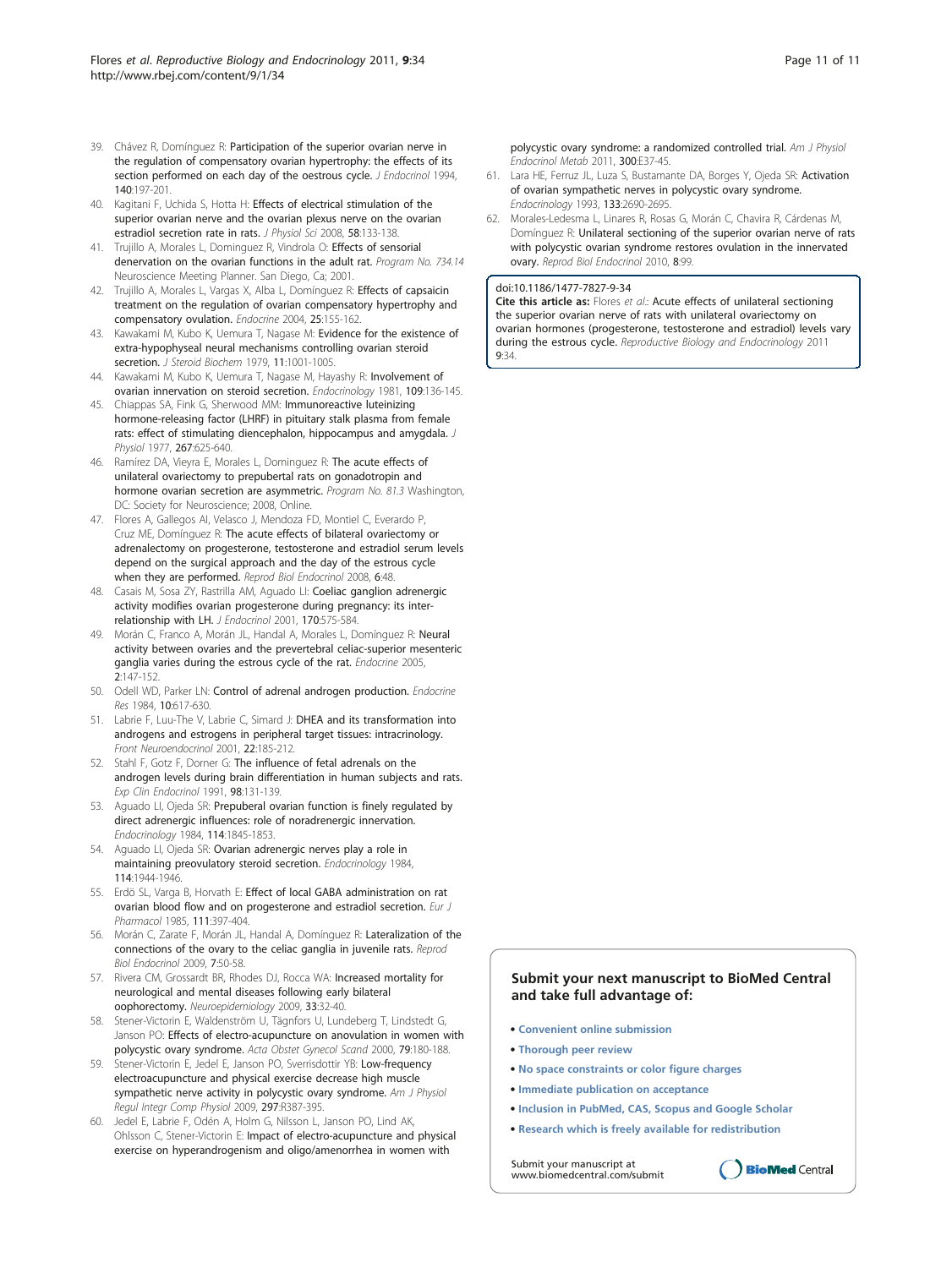39. Chávez R, Domínguez R: **Participation of the superior ovarian nerve in the regulation of compensatory ovarian hypertrophy: the effects of its section performed on each day of the oestrous cycle.** *J Endocrinol* 1994, **140**:197-201.
40. Kagitani F, Uchida S, Hotta H: **Effects of electrical stimulation of the superior ovarian nerve and the ovarian plexus nerve on the ovarian estradiol secretion rate in rats.** *J Physiol Sci* 2008, **58**:133-138.
41. Trujillo A, Morales L, Dominguez R, Vindrola O: **Effects of sensorial denervation on the ovarian functions in the adult rat.** *Program No. 734.14* Neuroscience Meeting Planner. San Diego, Ca; 2001.
42. Trujillo A, Morales L, Vargas X, Alba L, Domínguez R: **Effects of capsaicin treatment on the regulation of ovarian compensatory hypertrophy and compensatory ovulation.** *Endocrine* 2004, **25**:155-162.
43. Kawakami M, Kubo K, Uemura T, Nagase M: **Evidence for the existence of extra-hypophyseal neural mechanisms controlling ovarian steroid secretion.** *J Steroid Biochem* 1979, **11**:1001-1005.
44. Kawakami M, Kubo K, Uemura T, Nagase M, Hayashy R: **Involvement of ovarian innervation on steroid secretion.** *Endocrinology* 1981, **109**:136-145.
45. Chiappas SA, Fink G, Sherwood MM: **Immunoreactive luteinizing hormone-releasing factor (LHRF) in pituitary stalk plasma from female rats: effect of stimulating diencephalon, hippocampus and amygdala.** *J Physiol* 1977, **267**:625-640.
46. Ramírez DA, Vieyra E, Morales L, Dominguez R: **The acute effects of unilateral ovariectomy to prepubertal rats on gonadotropin and hormone ovarian secretion are asymmetric.** *Program No. 81.3* Washington, DC: Society for Neuroscience; 2008, Online.
47. Flores A, Gallegos AI, Velasco J, Mendoza FD, Montiel C, Everardo P, Cruz ME, Domínguez R: **The acute effects of bilateral ovariectomy or adrenalectomy on progesterone, testosterone and estradiol serum levels depend on the surgical approach and the day of the estrous cycle when they are performed.** *Reprod Biol Endocrinol* 2008, **6**:48.
48. Casais M, Sosa ZY, Rastrilla AM, Aguado LI: **Coeliac ganglion adrenergic activity modifies ovarian progesterone during pregnancy: its inter-relationship with LH.** *J Endocrinol* 2001, **170**:575-584.
49. Morán C, Franco A, Morán JL, Handal A, Morales L, Domínguez R: **Neural activity between ovaries and the prevertebral celiac-superior mesenteric ganglia varies during the estrous cycle of the rat.** *Endocrine* 2005, **2**:147-152.
50. Odell WD, Parker LN: **Control of adrenal androgen production.** *Endocrine Res* 1984, **10**:617-630.
51. Labrie F, Luu-The V, Labrie C, Simard J: **DHEA and its transformation into androgens and estrogens in peripheral target tissues: intracrinology.** *Front Neuroendocrinol* 2001, **22**:185-212.
52. Stahl F, Gotz F, Dorner G: **The influence of fetal adrenals on the androgen levels during brain differentiation in human subjects and rats.** *Exp Clin Endocrinol* 1991, **98**:131-139.
53. Aguado LI, Ojeda SR: **Prepuberal ovarian function is finely regulated by direct adrenergic influences: role of noradrenergic innervation.** *Endocrinology* 1984, **114**:1845-1853.
54. Aguado LI, Ojeda SR: **Ovarian adrenergic nerves play a role in maintaining preovulatory steroid secretion.** *Endocrinology* 1984, **114**:1944-1946.
55. Erdö SL, Varga B, Horvath E: **Effect of local GABA administration on rat ovarian blood flow and on progesterone and estradiol secretion.** *Eur J Pharmacol* 1985, **111**:397-404.
56. Morán C, Zarate F, Morán JL, Handal A, Domínguez R: **Lateralization of the connections of the ovary to the celiac ganglia in juvenile rats.** *Reprod Biol Endocrinol* 2009, **7**:50-58.
57. Rivera CM, Grossardt BR, Rhodes DJ, Rocca WA: **Increased mortality for neurological and mental diseases following early bilateral oophorectomy.** *Neuroepidemiology* 2009, **33**:32-40.
58. Stener-Victorin E, Waldenström U, Tägnfors U, Lundeberg T, Lindstedt G, Janson PO: **Effects of electro-acupuncture on anovulation in women with polycystic ovary syndrome.** *Acta Obstet Gynecol Scand* 2000, **79**:180-188.
59. Stener-Victorin E, Jedel E, Janson PO, Sverrisdottir YB: **Low-frequency electroacupuncture and physical exercise decrease high muscle sympathetic nerve activity in polycystic ovary syndrome.** *Am J Physiol Regul Integr Comp Physiol* 2009, **297**:R387-395.
60. Jedel E, Labrie F, Odén A, Holm G, Nilsson L, Janson PO, Lind AK, Ohlsson C, Stener-Victorin E: **Impact of electro-acupuncture and physical exercise on hyperandrogenism and oligo/amenorrhea in women with polycystic ovary syndrome: a randomized controlled trial.** *Am J Physiol Endocrinol Metab* 2011, **300**:E37-45.
61. Lara HE, Ferruz JL, Luza S, Bustamante DA, Borges Y, Ojeda SR: **Activation of ovarian sympathetic nerves in polycystic ovary syndrome.** *Endocrinology* 1993, **133**:2690-2695.
62. Morales-Ledesma L, Linares R, Rosas G, Morán C, Chavira R, Cárdenas M, Domínguez R: **Unilateral sectioning of the superior ovarian nerve of rats with polycystic ovarian syndrome restores ovulation in the innervated ovary.** *Reprod Biol Endocrinol* 2010, **8**:99.

doi:10.1186/1477-7827-9-34

**Cite this article as:** Flores *et al.*: Acute effects of unilateral sectioning the superior ovarian nerve of rats with unilateral ovariectomy on ovarian hormones (progesterone, testosterone and estradiol) levels vary during the estrous cycle. *Reproductive Biology and Endocrinology* 2011 **9**:34.

**Submit your next manuscript to BioMed Central and take full advantage of:**

- **Convenient online submission**
- **Thorough peer review**
- **No space constraints or color figure charges**
- **Immediate publication on acceptance**
- **Inclusion in PubMed, CAS, Scopus and Google Scholar**
- **Research which is freely available for redistribution**

Submit your manuscript at
www.biomedcentral.com/submit

BioMed Central